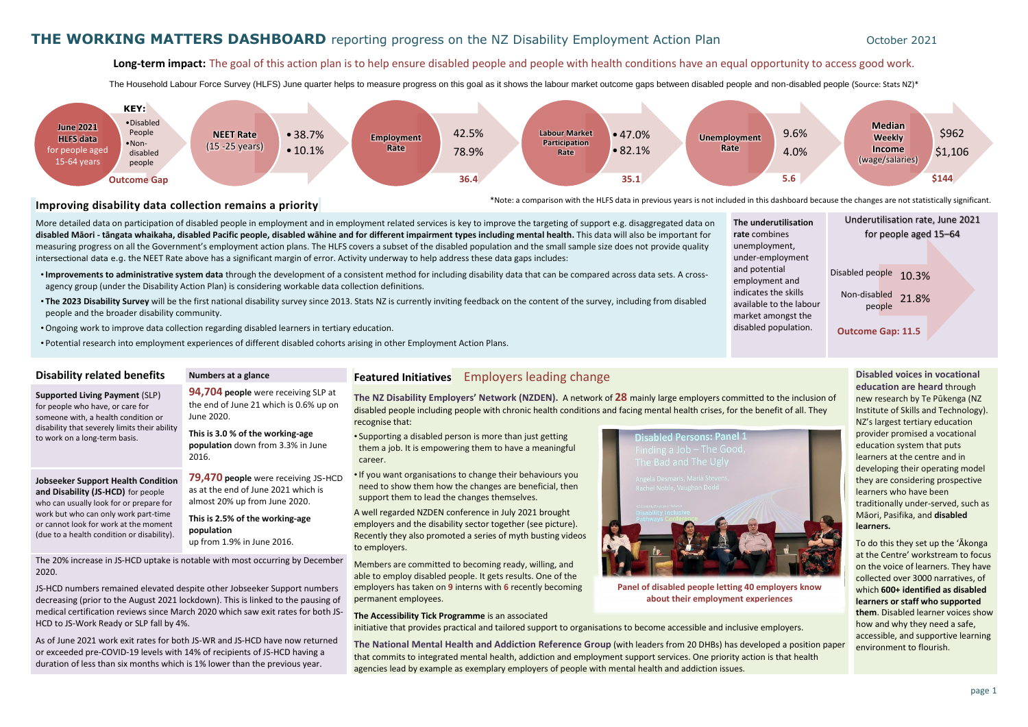# THE WORKING MATTERS DASHBOARD reporting progress on the NZ Disability Employment Action Plan

October 2021

**Long-term impact:** The goal of this action plan is to help ensure disabled people and people with health conditions have an equal opportunity to access good work.

The Household Labour Force Survey (HLFS) June quarter helps to measure progress on this goal as it shows the labour market outcome gaps between disabled people and non-disabled people (Source: Stats NZ)*

**June 2021 HLFS data** for people aged 15-64 years

KEY:
- Disabled People
- Non-disabled people

| Measure | Disabled people | Non-disabled people | Outcome Gap |
|---|---|---|---|
| NEET Rate (15 -25 years) | 38.7% | 10.1% | |
| Employment Rate | 42.5% | 78.9% | 36.4 |
| Labour Market Participation Rate | 47.0% | 82.1% | 35.1 |
| Unemployment Rate | 9.6% | 4.0% | 5.6 |
| Median Weekly Income (wage/salaries) | $962 | $1,106 | $144 |

*Note: a comparison with the HLFS data in previous years is not included in this dashboard because the changes are not statistically significant.

## Improving disability data collection remains a priority

More detailed data on participation of disabled people in employment and in employment related services is key to improve the targeting of support e.g. disaggregated data on **disabled Māori - tāngata whaikaha, disabled Pacific people, disabled wāhine and for different impairment types including mental health.** This data will also be important for measuring progress on all the Government's employment action plans. The HLFS covers a subset of the disabled population and the small sample size does not provide quality intersectional data e.g. the NEET Rate above has a significant margin of error. Activity underway to help address these data gaps includes:

- **Improvements to administrative system data** through the development of a consistent method for including disability data that can be compared across data sets. A cross-agency group (under the Disability Action Plan) is considering workable data collection definitions.
- **The 2023 Disability Survey** will be the first national disability survey since 2013. Stats NZ is currently inviting feedback on the content of the survey, including from disabled people and the broader disability community.
- Ongoing work to improve data collection regarding disabled learners in tertiary education.
- Potential research into employment experiences of different disabled cohorts arising in other Employment Action Plans.

**The underutilisation rate** combines unemployment, under-employment and potential employment and indicates the skills available to the labour market amongst the disabled population.

**Underutilisation rate, June 2021 for people aged 15–64**

| | Rate |
|---|---|
| Disabled people | 10.3% |
| Non-disabled people | 21.8% |

**Outcome Gap: 11.5**

## Disability related benefits

**Numbers at a glance**

**Supported Living Payment** (SLP) for people who have, or care for someone with, a health condition or disability that severely limits their ability to work on a long-term basis.

**94,704 people** were receiving SLP at the end of June 21 which is 0.6% up on June 2020.

**This is 3.0 % of the working-age population** down from 3.3% in June 2016.

**Jobseeker Support Health Condition and Disability (JS-HCD)** for people who can usually look for or prepare for work but who can only work part-time or cannot look for work at the moment (due to a health condition or disability).

**79,470 people** were receiving JS-HCD as at the end of June 2021 which is almost 20% up from June 2020.

**This is 2.5% of the working-age population** up from 1.9% in June 2016.

The 20% increase in JS-HCD uptake is notable with most occurring by December 2020.

JS-HCD numbers remained elevated despite other Jobseeker Support numbers decreasing (prior to the August 2021 lockdown). This is linked to the pausing of medical certification reviews since March 2020 which saw exit rates for both JS-HCD to JS-Work Ready or SLP fall by 4%.

As of June 2021 work exit rates for both JS-WR and JS-HCD have now returned or exceeded pre-COVID-19 levels with 14% of recipients of JS-HCD having a duration of less than six months which is 1% lower than the previous year.

## Featured Initiatives — Employers leading change

**The NZ Disability Employers' Network (NZDEN).** A network of **28** mainly large employers committed to the inclusion of disabled people including people with chronic health conditions and facing mental health crises, for the benefit of all. They recognise that:

- Supporting a disabled person is more than just getting them a job. It is empowering them to have a meaningful career.
- If you want organisations to change their behaviours you need to show them how the changes are beneficial, then support them to lead the changes themselves.

A well regarded NZDEN conference in July 2021 brought employers and the disability sector together (see picture). Recently they also promoted a series of myth busting videos to employers.

Members are committed to becoming ready, willing, and able to employ disabled people. It gets results. One of the employers has taken on **9** interns with **6** recently becoming permanent employees.

**Panel of disabled people letting 40 employers know about their employment experiences**

**The Accessibility Tick Programme** is an associated initiative that provides practical and tailored support to organisations to become accessible and inclusive employers.

**The National Mental Health and Addiction Reference Group** (with leaders from 20 DHBs) has developed a position paper that commits to integrated mental health, addiction and employment support services. One priority action is that health agencies lead by example as exemplary employers of people with mental health and addiction issues.

**Disabled voices in vocational education are heard** through new research by Te Pūkenga (NZ Institute of Skills and Technology). NZ's largest tertiary education provider promised a vocational education system that puts learners at the centre and in developing their operating model they are considering prospective learners who have been traditionally under-served, such as Māori, Pasifika, and **disabled learners.**

To do this they set up the 'Ākonga at the Centre' workstream to focus on the voice of learners. They have collected over 3000 narratives, of which **600+ identified as disabled learners or staff who supported them**. Disabled learner voices show how and why they need a safe, accessible, and supportive learning environment to flourish.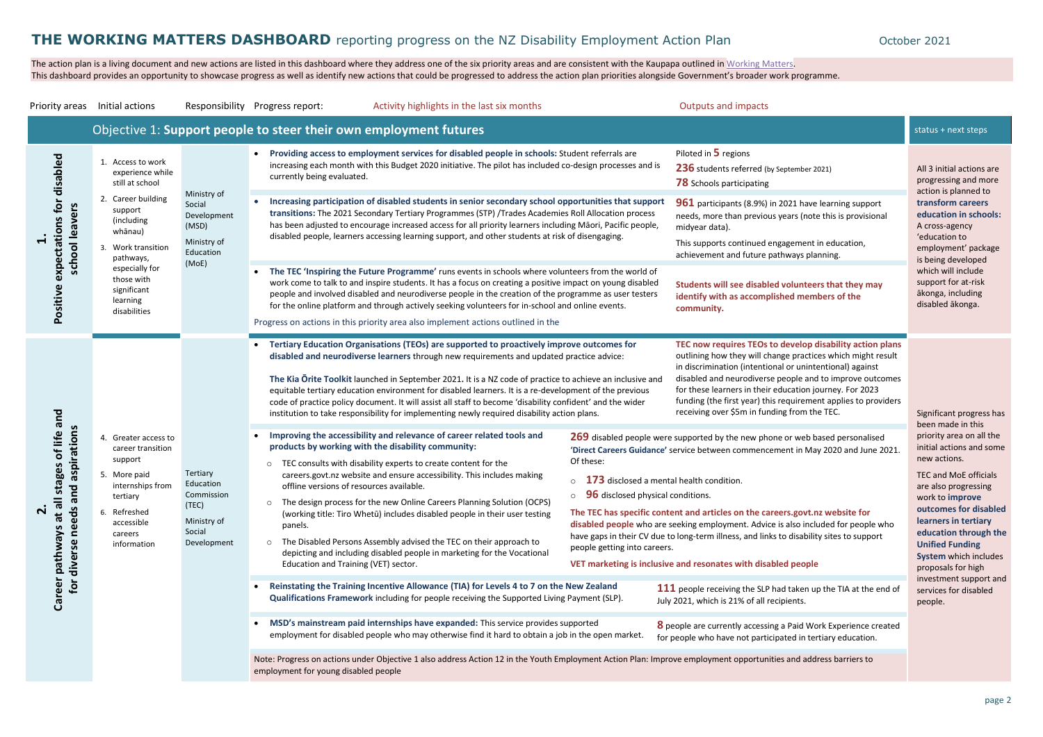# THE WORKING MATTERS DASHBOARD reporting progress on the NZ Disability Employment Action Plan

October 2021

The action plan is a living document and new actions are listed in this dashboard where they address one of the six priority areas and are consistent with the Kaupapa outlined in Working Matters.
This dashboard provides an opportunity to showcase progress as well as identify new actions that could be progressed to address the action plan priorities alongside Government's broader work programme.

## Objective 1: Support people to steer their own employment futures

| Priority areas | Initial actions | Responsibility | Progress report: Activity highlights in the last six months | Outputs and impacts | status + next steps |
|---|---|---|---|---|---|
| **1. Positive expectations for disabled school leavers** | 1. Access to work experience while still at school<br>2. Career building support (including whānau)<br>3. Work transition pathways, especially for those with significant learning disabilities | Ministry of Social Development (MSD)<br>Ministry of Education (MoE) | • **Providing access to employment services for disabled people in schools:** Student referrals are increasing each month with this Budget 2020 initiative. The pilot has included co-design processes and is currently being evaluated. | Piloted in **5** regions<br>**236** students referred (by September 2021)<br>**78** Schools participating | All 3 initial actions are progressing and more action is planned to **transform careers education in schools:** A cross-agency 'education to employment' package is being developed which will include support for at-risk ākonga, including disabled ākonga. |
| | | | • **Increasing participation of disabled students in senior secondary school opportunities that support transitions:** The 2021 Secondary Tertiary Programmes (STP) /Trades Academies Roll Allocation process has been adjusted to encourage increased access for all priority learners including Māori, Pacific people, disabled people, learners accessing learning support, and other students at risk of disengaging. | **961** participants (8.9%) in 2021 have learning support needs, more than previous years (note this is provisional midyear data).<br>This supports continued engagement in education, achievement and future pathways planning. | |
| | | | • The TEC **'Inspiring the Future Programme'** runs events in schools where volunteers from the world of work come to talk to and inspire students. It has a focus on creating a positive impact on young disabled people and involved disabled and neurodiverse people in the creation of the programme as user testers for the online platform and through actively seeking volunteers for in-school and online events.<br>Progress on actions in this priority area also implement actions outlined in the | **Students will see disabled volunteers that they may identify with as accomplished members of the community.** | |
| **2. Career pathways at all stages of life and for diverse needs and aspirations** | 4. Greater access to career transition support<br>5. More paid internships from tertiary<br>6. Refreshed accessible careers information | Tertiary Education Commission (TEC)<br>Ministry of Social Development | • **Tertiary Education Organisations (TEOs) are supported to proactively improve outcomes for disabled and neurodiverse learners** through new requirements and updated practice advice:<br>**The Kia Ōrite Toolkit** launched in September 2021. It is a NZ code of practice to achieve an inclusive and equitable tertiary education environment for disabled learners. It is a re-development of the previous code of practice policy document. It will assist all staff to become 'disability confident' and the wider institution to take responsibility for implementing newly required disability action plans. | **TEC now requires TEOs to develop disability action plans** outlining how they will change practices which might result in discrimination (intentional or unintentional) against disabled and neurodiverse people and to improve outcomes for these learners in their education journey. For 2023 funding (the first year) this requirement applies to providers receiving over $5m in funding from the TEC. | Significant progress has been made in this priority area on all the initial actions and some new actions.<br>TEC and MoE officials are also progressing work to **improve outcomes for disabled learners in tertiary education through the Unified Funding System** which includes proposals for high investment support and services for disabled people. |
| | | | • **Improving the accessibility and relevance of career related tools and products by working with the disability community:**<br>○ TEC consults with disability experts to create content for the careers.govt.nz website and ensure accessibility. This includes making offline versions of resources available.<br>○ The design process for the new Online Careers Planning Solution (OCPS) (working title: Tiro Whetū) includes disabled people in their user testing panels.<br>○ The Disabled Persons Assembly advised the TEC on their approach to depicting and including disabled people in marketing for the Vocational Education and Training (VET) sector. | **269** disabled people were supported by the new phone or web based personalised '**Direct Careers Guidance**' service between commencement in May 2020 and June 2021. Of these:<br>○ **173** disclosed a mental health condition.<br>○ **96** disclosed physical conditions.<br>**The TEC has specific content and articles on the careers.govt.nz website for disabled people** who are seeking employment. Advice is also included for people who have gaps in their CV due to long-term illness, and links to disability sites to support people getting into careers.<br>**VET marketing is inclusive and resonates with disabled people** | |
| | | | • **Reinstating the Training Incentive Allowance (TIA) for Levels 4 to 7 on the New Zealand Qualifications Framework** including for people receiving the Supported Living Payment (SLP). | **111** people receiving the SLP had taken up the TIA at the end of July 2021, which is 21% of all recipients. | |
| | | | • **MSD's mainstream paid internships have expanded:** This service provides supported employment for disabled people who may otherwise find it hard to obtain a job in the open market. | **8** people are currently accessing a Paid Work Experience created for people who have not participated in tertiary education. | |
| | | | Note: Progress on actions under Objective 1 also address Action 12 in the Youth Employment Action Plan: Improve employment opportunities and address barriers to employment for young disabled people | | |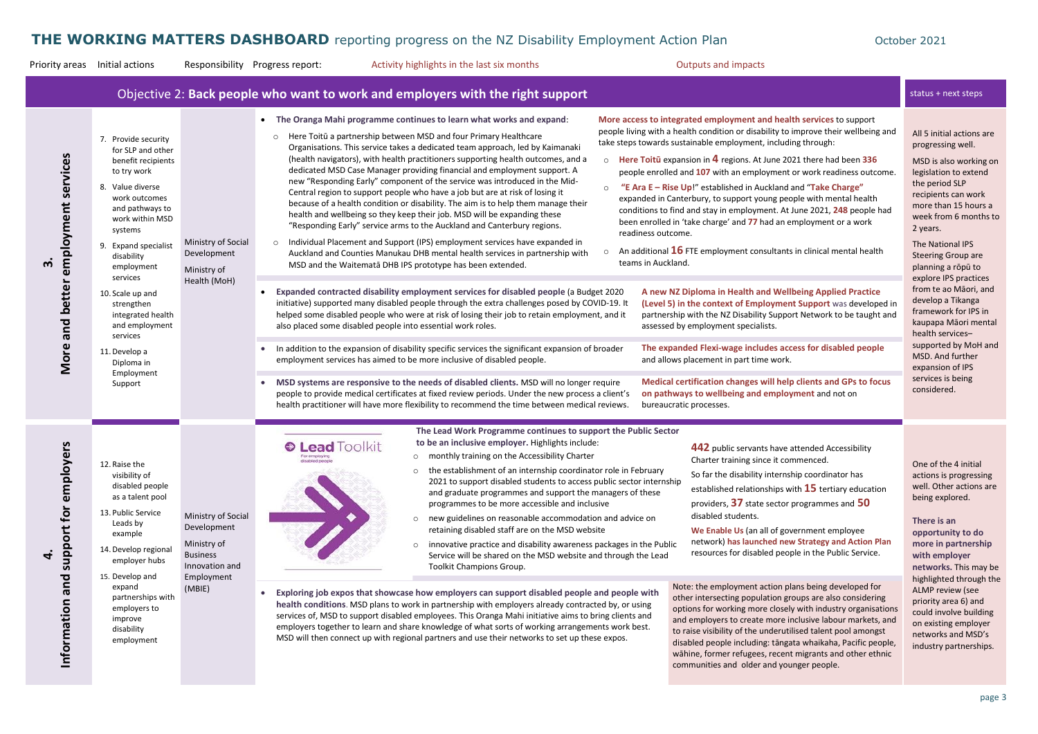# THE WORKING MATTERS DASHBOARD reporting progress on the NZ Disability Employment Action Plan

October 2021

Priority areas | Initial actions | Responsibility | Progress report: Activity highlights in the last six months | Outputs and impacts

## Objective 2: Back people who want to work and employers with the right support

status + next steps

### 3. More and better employment services

**Initial actions**

7. Provide security for SLP and other benefit recipients to try work
8. Value diverse work outcomes and pathways to work within MSD systems
9. Expand specialist disability employment services
10. Scale up and strengthen integrated health and employment services
11. Develop a Diploma in Employment Support

**Responsibility:** Ministry of Social Development; Ministry of Health (MoH)

**Progress report: Activity highlights in the last six months**

- **The Oranga Mahi programme continues to learn what works and expand**:
  - Here Toitū a partnership between MSD and four Primary Healthcare Organisations. This service takes a dedicated team approach, led by Kaimanaki (health navigators), with health practitioners supporting health outcomes, and a dedicated MSD Case Manager providing financial and employment support. A new "Responding Early" component of the service was introduced in the Mid-Central region to support people who have a job but are at risk of losing it because of a health condition or disability. The aim is to help them manage their health and wellbeing so they keep their job. MSD will be expanding these "Responding Early" service arms to the Auckland and Canterbury regions.
  - Individual Placement and Support (IPS) employment services have expanded in Auckland and Counties Manukau DHB mental health services in partnership with MSD and the Waitematā DHB IPS prototype has been extended.

**Outputs and impacts**

**More access to integrated employment and health services** to support people living with a health condition or disability to improve their wellbeing and take steps towards sustainable employment, including through:

- **Here Toitū** expansion in **4** regions. At June 2021 there had been **336** people enrolled and **107** with an employment or work readiness outcome.
- **"E Ara E – Rise Up!"** established in Auckland and "**Take Charge"** expanded in Canterbury, to support young people with mental health conditions to find and stay in employment. At June 2021, **248** people had been enrolled in 'take charge' and **77** had an employment or a work readiness outcome.
- An additional **16** FTE employment consultants in clinical mental health teams in Auckland.

---

- **Expanded contracted disability employment services for disabled people** (a Budget 2020 initiative) supported many disabled people through the extra challenges posed by COVID-19. It helped some disabled people who were at risk of losing their job to retain employment, and it also placed some disabled people into essential work roles.

**A new NZ Diploma in Health and Wellbeing Applied Practice (Level 5) in the context of Employment Support** was developed in partnership with the NZ Disability Support Network to be taught and assessed by employment specialists.

---

- In addition to the expansion of disability specific services the significant expansion of broader employment services has aimed to be more inclusive of disabled people.

**The expanded Flexi-wage includes access for disabled people** and allows placement in part time work.

---

- **MSD systems are responsive to the needs of disabled clients.** MSD will no longer require people to provide medical certificates at fixed review periods. Under the new process a client's health practitioner will have more flexibility to recommend the time between medical reviews.

**Medical certification changes will help clients and GPs to focus on pathways to wellbeing and employment** and not on bureaucratic processes.

**Status + next steps**

All 5 initial actions are progressing well.

MSD is also working on legislation to extend the period SLP recipients can work more than 15 hours a week from 6 months to 2 years.

The National IPS Steering Group are planning a rōpū to explore IPS practices from te ao Māori, and develop a Tikanga framework for IPS in kaupapa Māori mental health services– supported by MoH and MSD. And further expansion of IPS services is being considered.

### 4. Information and support for employers

**Initial actions**

12. Raise the visibility of disabled people as a talent pool
13. Public Service Leads by example
14. Develop regional employer hubs
15. Develop and expand partnerships with employers to improve disability employment

**Responsibility:** Ministry of Social Development; Ministry of Business Innovation and Employment (MBIE)

**Progress report: Activity highlights in the last six months**

Lead Toolkit – For employing disabled people

**The Lead Work Programme continues to support the Public Sector to be an inclusive employer.** Highlights include:

- monthly training on the Accessibility Charter
- the establishment of an internship coordinator role in February 2021 to support disabled students to access public sector internship and graduate programmes and support the managers of these programmes to be more accessible and inclusive
- new guidelines on reasonable accommodation and advice on retaining disabled staff are on the MSD website
- innovative practice and disability awareness packages in the Public Service will be shared on the MSD website and through the Lead Toolkit Champions Group.

**Outputs and impacts**

**442** public servants have attended Accessibility Charter training since it commenced.

So far the disability internship coordinator has established relationships with **15** tertiary education providers, **37** state sector programmes and **50** disabled students.

**We Enable Us** (an all of government employee network) **has launched new Strategy and Action Plan** resources for disabled people in the Public Service.

---

- **Exploring job expos that showcase how employers can support disabled people and people with health conditions**. MSD plans to work in partnership with employers already contracted by, or using services of, MSD to support disabled employees. This Oranga Mahi initiative aims to bring clients and employers together to learn and share knowledge of what sorts of working arrangements work best. MSD will then connect up with regional partners and use their networks to set up these expos.

Note: the employment action plans being developed for other intersecting population groups are also considering options for working more closely with industry organisations and employers to create more inclusive labour markets, and to raise visibility of the underutilised talent pool amongst disabled people including: tāngata whaikaha, Pacific people, wāhine, former refugees, recent migrants and other ethnic communities and older and younger people.

**Status + next steps**

One of the 4 initial actions is progressing well. Other actions are being explored.

**There is an opportunity to do more in partnership with employer networks.** This may be highlighted through the ALMP review (see priority area 6) and could involve building on existing employer networks and MSD's industry partnerships.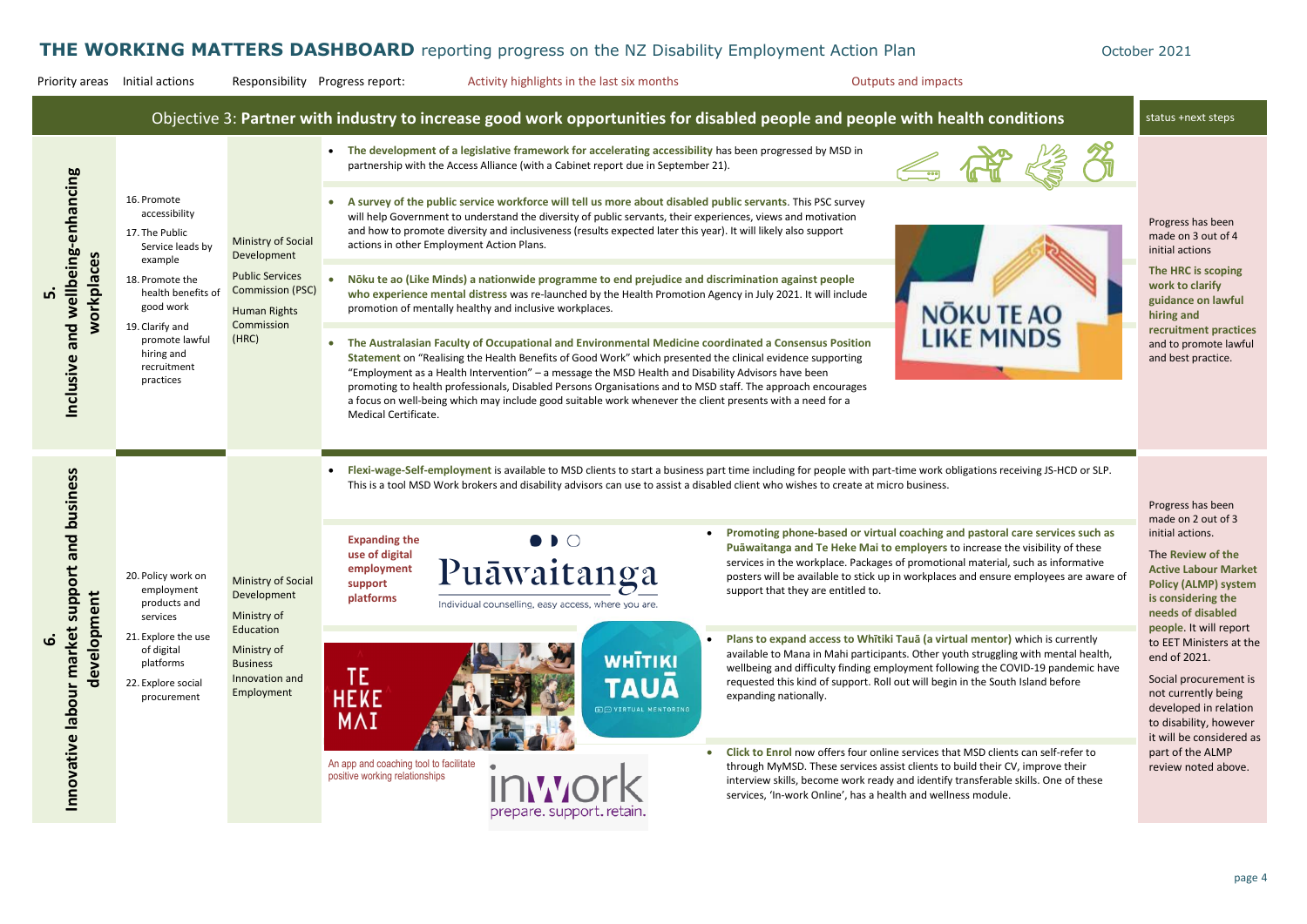# THE WORKING MATTERS DASHBOARD reporting progress on the NZ Disability Employment Action Plan

October 2021

| Priority areas | Initial actions | Responsibility | Progress report: Activity highlights in the last six months / Outputs and impacts | status + next steps |
|---|---|---|---|---|
| **Objective 3: Partner with industry to increase good work opportunities for disabled people and people with health conditions** | | | | |
| **5. Inclusive and wellbeing-enhancing workplaces** | 16. Promote accessibility<br>17. The Public Service leads by example<br>18. Promote the health benefits of good work<br>19. Clarify and promote lawful hiring and recruitment practices | Ministry of Social Development<br>Public Services Commission (PSC)<br>Human Rights Commission (HRC) | • **The development of a legislative framework for accelerating accessibility** has been progressed by MSD in partnership with the Access Alliance (with a Cabinet report due in September 21).<br>• **A survey of the public service workforce will tell us more about disabled public servants.** This PSC survey will help Government to understand the diversity of public servants, their experiences, views and motivation and how to promote diversity and inclusiveness (results expected later this year). It will likely also support actions in other Employment Action Plans.<br>• **Nōku te ao (Like Minds) a nationwide programme to end prejudice and discrimination against people who experience mental distress** was re-launched by the Health Promotion Agency in July 2021. It will include promotion of mentally healthy and inclusive workplaces.<br>• **The Australasian Faculty of Occupational and Environmental Medicine coordinated a Consensus Position Statement** on "Realising the Health Benefits of Good Work" which presented the clinical evidence supporting "Employment as a Health Intervention" – a message the MSD Health and Disability Advisors have been promoting to health professionals, Disabled Persons Organisations and to MSD staff. The approach encourages a focus on well-being which may include good suitable work whenever the client presents with a need for a Medical Certificate.<br>NŌKU TE AO LIKE MINDS | Progress has been made on 3 out of 4 initial actions<br>**The HRC is scoping work to clarify guidance on lawful hiring and recruitment practices** and to promote lawful and best practice. |
| **6. Innovative labour market support and business development** | 20. Policy work on employment products and services<br>21. Explore the use of digital platforms<br>22. Explore social procurement | Ministry of Social Development<br>Ministry of Education<br>Ministry of Business Innovation and Employment | • **Flexi-wage-Self-employment** is available to MSD clients to start a business part time including for people with part-time work obligations receiving JS-HCD or SLP. This is a tool MSD Work brokers and disability advisors can use to assist a disabled client who wishes to create at micro business.<br>**Expanding the use of digital employment support platforms**<br>Puāwaitanga – Individual counselling, easy access, where you are.<br>TE HEKE MAI<br>WHĪTIKI TAUĀ – VIRTUAL MENTORING<br>An app and coaching tool to facilitate positive working relationships<br>inwork – prepare. support. retain.<br>• **Promoting phone-based or virtual coaching and pastoral care services such as Puāwaitanga and Te Heke Mai to employers** to increase the visibility of these services in the workplace. Packages of promotional material, such as informative posters will be available to stick up in workplaces and ensure employees are aware of support that they are entitled to.<br>• **Plans to expand access to Whītiki Tauā (a virtual mentor)** which is currently available to Mana in Mahi participants. Other youth struggling with mental health, wellbeing and difficulty finding employment following the COVID-19 pandemic have requested this kind of support. Roll out will begin in the South Island before expanding nationally.<br>• **Click to Enrol** now offers four online services that MSD clients can self-refer to through MyMSD. These services assist clients to build their CV, improve their interview skills, become work ready and identify transferable skills. One of these services, 'In-work Online', has a health and wellness module. | Progress has been made on 2 out of 3 initial actions.<br>The **Review of the Active Labour Market Policy (ALMP) system is considering the needs of disabled people.** It will report to EET Ministers at the end of 2021.<br>Social procurement is not currently being developed in relation to disability, however it will be considered as part of the ALMP review noted above. |